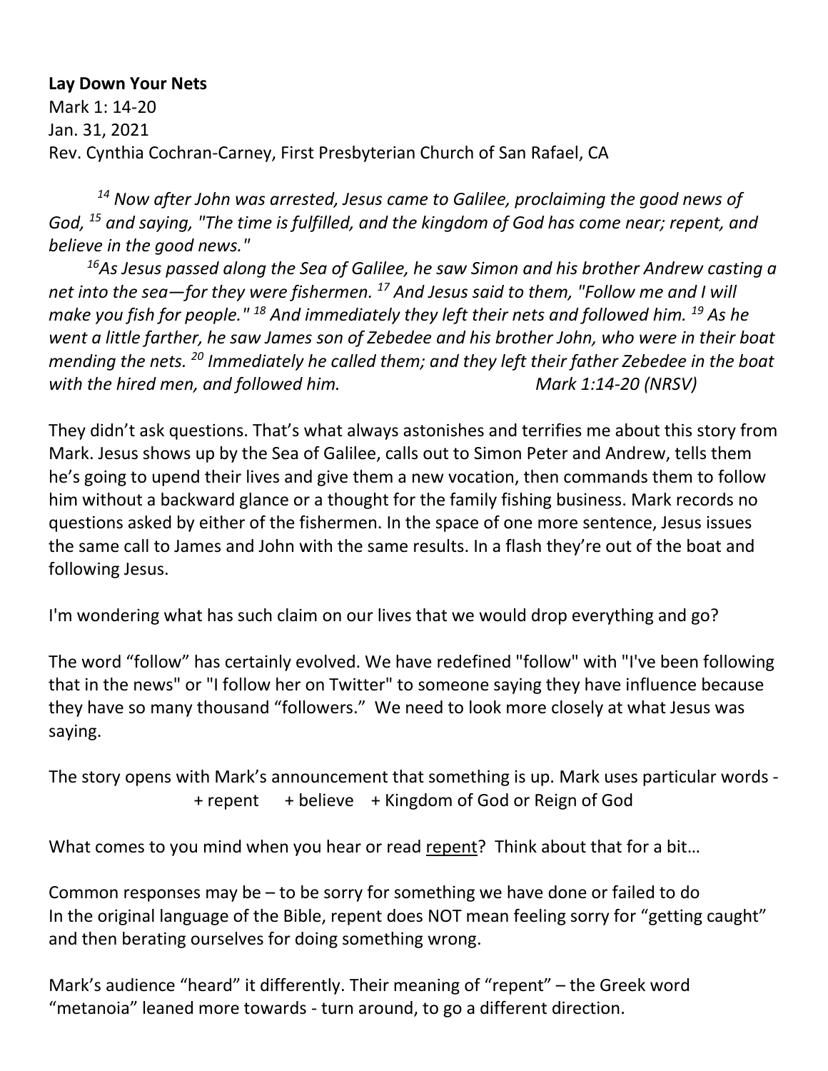**Lay Down Your Nets**
Mark 1: 14-20
Jan. 31, 2021
Rev. Cynthia Cochran-Carney, First Presbyterian Church of San Rafael, CA

*[14] Now after John was arrested, Jesus came to Galilee, proclaiming the good news of God, [15] and saying, "The time is fulfilled, and the kingdom of God has come near; repent, and believe in the good news."*

*[16] As Jesus passed along the Sea of Galilee, he saw Simon and his brother Andrew casting a net into the sea—for they were fishermen. [17] And Jesus said to them, "Follow me and I will make you fish for people." [18] And immediately they left their nets and followed him. [19] As he went a little farther, he saw James son of Zebedee and his brother John, who were in their boat mending the nets. [20] Immediately he called them; and they left their father Zebedee in the boat with the hired men, and followed him.* *Mark 1:14-20 (NRSV)*

They didn't ask questions. That's what always astonishes and terrifies me about this story from Mark. Jesus shows up by the Sea of Galilee, calls out to Simon Peter and Andrew, tells them he's going to upend their lives and give them a new vocation, then commands them to follow him without a backward glance or a thought for the family fishing business. Mark records no questions asked by either of the fishermen. In the space of one more sentence, Jesus issues the same call to James and John with the same results. In a flash they're out of the boat and following Jesus.

I'm wondering what has such claim on our lives that we would drop everything and go?

The word "follow" has certainly evolved. We have redefined "follow" with "I've been following that in the news" or "I follow her on Twitter" to someone saying they have influence because they have so many thousand "followers." We need to look more closely at what Jesus was saying.

The story opens with Mark's announcement that something is up. Mark uses particular words -
+ repent + believe + Kingdom of God or Reign of God

What comes to you mind when you hear or read <u>repent</u>? Think about that for a bit…

Common responses may be – to be sorry for something we have done or failed to do
In the original language of the Bible, repent does NOT mean feeling sorry for "getting caught" and then berating ourselves for doing something wrong.

Mark's audience "heard" it differently. Their meaning of "repent" – the Greek word "metanoia" leaned more towards - turn around, to go a different direction.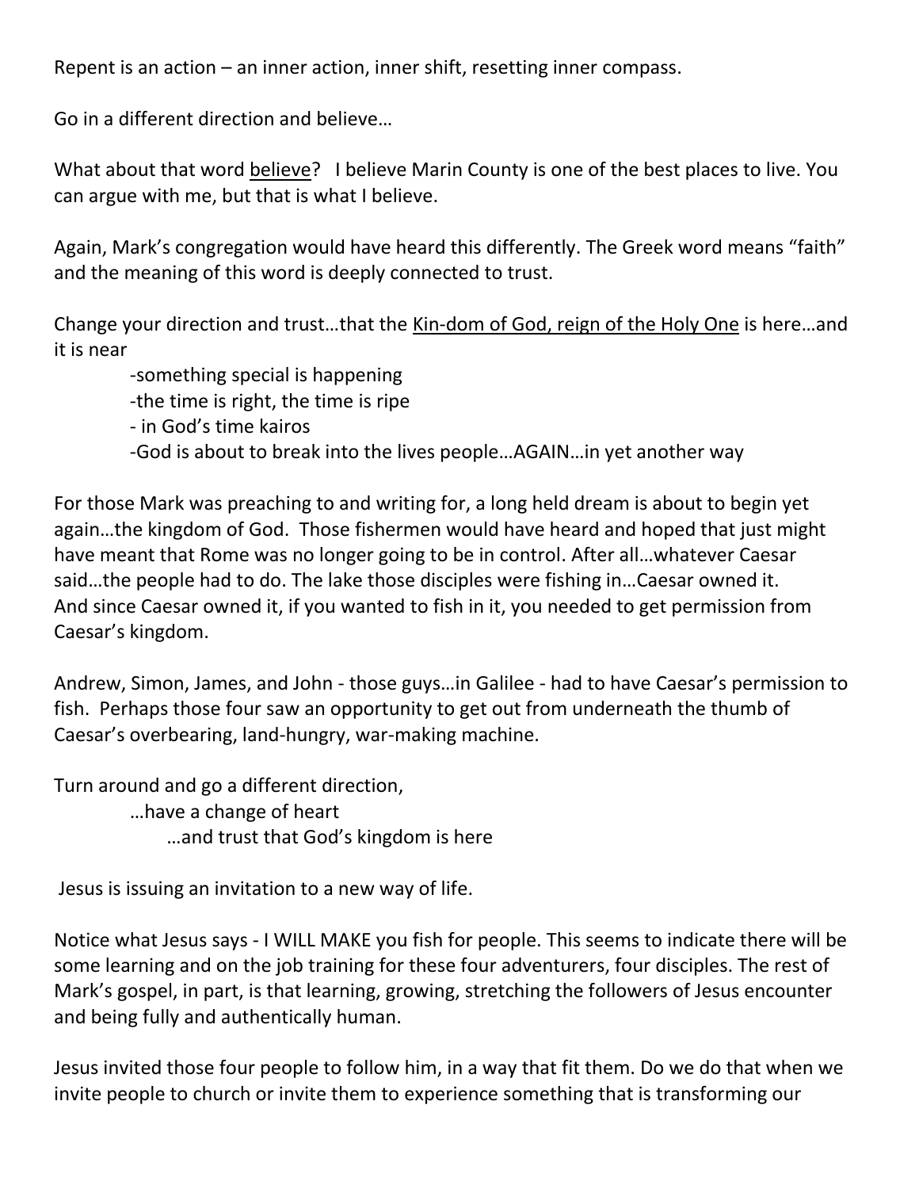Repent is an action – an inner action, inner shift, resetting inner compass.

Go in a different direction and believe…

What about that word <u>believe</u>? I believe Marin County is one of the best places to live. You can argue with me, but that is what I believe.

Again, Mark's congregation would have heard this differently. The Greek word means "faith" and the meaning of this word is deeply connected to trust.

Change your direction and trust…that the <u>Kin-dom of God, reign of the Holy One</u> is here…and it is near

> -something special is happening
> -the time is right, the time is ripe
> - in God's time kairos
> -God is about to break into the lives people…AGAIN…in yet another way

For those Mark was preaching to and writing for, a long held dream is about to begin yet again…the kingdom of God. Those fishermen would have heard and hoped that just might have meant that Rome was no longer going to be in control. After all…whatever Caesar said…the people had to do. The lake those disciples were fishing in…Caesar owned it. And since Caesar owned it, if you wanted to fish in it, you needed to get permission from Caesar's kingdom.

Andrew, Simon, James, and John - those guys…in Galilee - had to have Caesar's permission to fish. Perhaps those four saw an opportunity to get out from underneath the thumb of Caesar's overbearing, land-hungry, war-making machine.

Turn around and go a different direction,
> …have a change of heart
> …and trust that God's kingdom is here

Jesus is issuing an invitation to a new way of life.

Notice what Jesus says - I WILL MAKE you fish for people. This seems to indicate there will be some learning and on the job training for these four adventurers, four disciples. The rest of Mark's gospel, in part, is that learning, growing, stretching the followers of Jesus encounter and being fully and authentically human.

Jesus invited those four people to follow him, in a way that fit them. Do we do that when we invite people to church or invite them to experience something that is transforming our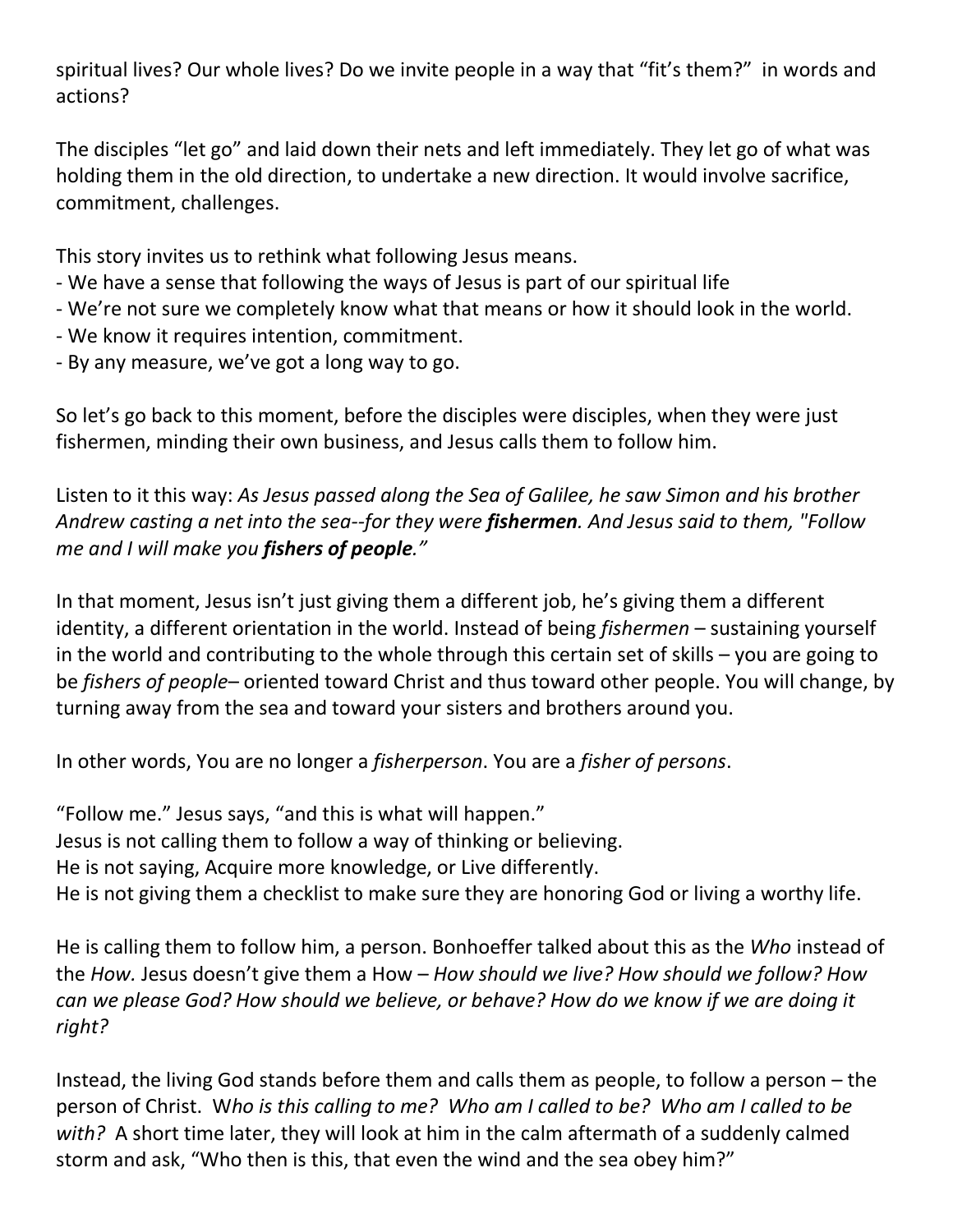spiritual lives? Our whole lives? Do we invite people in a way that "fit's them?" in words and actions?

The disciples "let go" and laid down their nets and left immediately. They let go of what was holding them in the old direction, to undertake a new direction. It would involve sacrifice, commitment, challenges.

This story invites us to rethink what following Jesus means.
- We have a sense that following the ways of Jesus is part of our spiritual life
- We're not sure we completely know what that means or how it should look in the world.
- We know it requires intention, commitment.
- By any measure, we've got a long way to go.

So let's go back to this moment, before the disciples were disciples, when they were just fishermen, minding their own business, and Jesus calls them to follow him.

Listen to it this way: *As Jesus passed along the Sea of Galilee, he saw Simon and his brother Andrew casting a net into the sea--for they were **fishermen**. And Jesus said to them, "Follow me and I will make you **fishers of people**."*

In that moment, Jesus isn't just giving them a different job, he's giving them a different identity, a different orientation in the world. Instead of being *fishermen* – sustaining yourself in the world and contributing to the whole through this certain set of skills – you are going to be *fishers of people*– oriented toward Christ and thus toward other people. You will change, by turning away from the sea and toward your sisters and brothers around you.

In other words, You are no longer a *fisherperson*. You are a *fisher of persons*.

"Follow me." Jesus says, "and this is what will happen."
Jesus is not calling them to follow a way of thinking or believing.
He is not saying, Acquire more knowledge, or Live differently.
He is not giving them a checklist to make sure they are honoring God or living a worthy life.

He is calling them to follow him, a person. Bonhoeffer talked about this as the *Who* instead of the *How.* Jesus doesn't give them a How – *How should we live? How should we follow? How can we please God? How should we believe, or behave? How do we know if we are doing it right?*

Instead, the living God stands before them and calls them as people, to follow a person – the person of Christ. W*ho is this calling to me? Who am I called to be? Who am I called to be with?* A short time later, they will look at him in the calm aftermath of a suddenly calmed storm and ask, "Who then is this, that even the wind and the sea obey him?"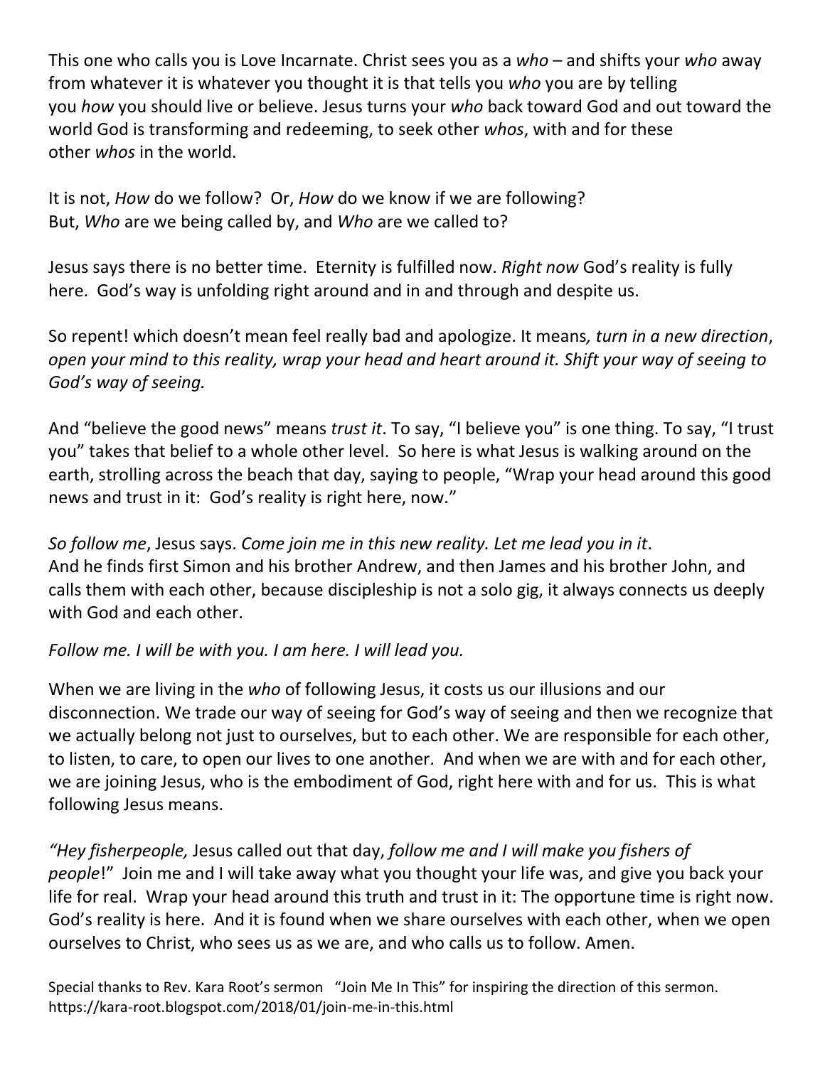This one who calls you is Love Incarnate. Christ sees you as a *who* – and shifts your *who* away from whatever it is whatever you thought it is that tells you *who* you are by telling you *how* you should live or believe. Jesus turns your *who* back toward God and out toward the world God is transforming and redeeming, to seek other *whos*, with and for these other *whos* in the world.

It is not, *How* do we follow? Or, *How* do we know if we are following?
But, *Who* are we being called by, and *Who* are we called to?

Jesus says there is no better time. Eternity is fulfilled now. *Right now* God's reality is fully here. God's way is unfolding right around and in and through and despite us.

So repent! which doesn't mean feel really bad and apologize. It means*, turn in a new direction*, *open your mind to this reality, wrap your head and heart around it. Shift your way of seeing to God's way of seeing.*

And "believe the good news" means *trust it*. To say, "I believe you" is one thing. To say, "I trust you" takes that belief to a whole other level. So here is what Jesus is walking around on the earth, strolling across the beach that day, saying to people, "Wrap your head around this good news and trust in it: God's reality is right here, now."

*So follow me*, Jesus says. *Come join me in this new reality. Let me lead you in it*.
And he finds first Simon and his brother Andrew, and then James and his brother John, and calls them with each other, because discipleship is not a solo gig, it always connects us deeply with God and each other.

*Follow me. I will be with you. I am here. I will lead you.*

When we are living in the *who* of following Jesus, it costs us our illusions and our disconnection. We trade our way of seeing for God's way of seeing and then we recognize that we actually belong not just to ourselves, but to each other. We are responsible for each other, to listen, to care, to open our lives to one another. And when we are with and for each other, we are joining Jesus, who is the embodiment of God, right here with and for us. This is what following Jesus means.

*"Hey fisherpeople,* Jesus called out that day, *follow me and I will make you fishers of people*!" Join me and I will take away what you thought your life was, and give you back your life for real. Wrap your head around this truth and trust in it: The opportune time is right now. God's reality is here. And it is found when we share ourselves with each other, when we open ourselves to Christ, who sees us as we are, and who calls us to follow. Amen.

Special thanks to Rev. Kara Root's sermon "Join Me In This" for inspiring the direction of this sermon.
https://kara-root.blogspot.com/2018/01/join-me-in-this.html